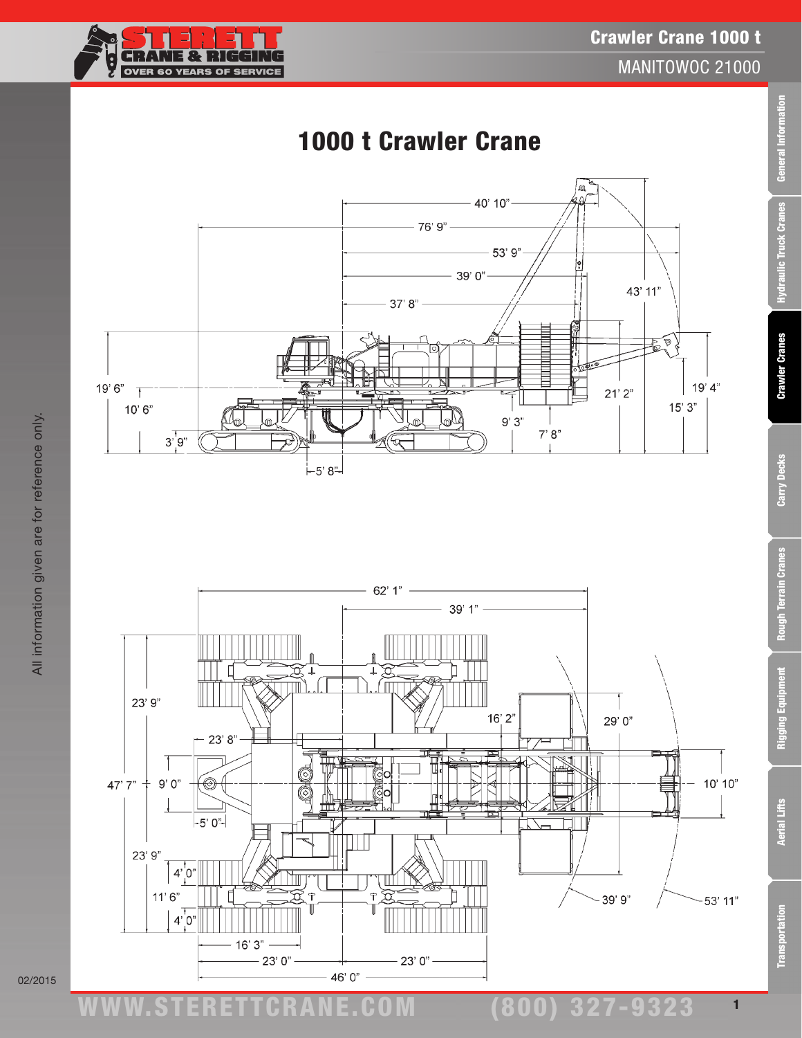# 1000 t Crawler Crane

40' 10"

76' 9"

53' 9"

39' 0"

43' 11"

37' 8"

19' 6"

10' 6"

3' 9"

5' 8"

9' 3"

7' 8"

21' 2"

19' 4"

15' 3"

62' 1"

39' 1"

23' 9"

16' 2"

29' 0"

23' 8"

47' 7"

9' 0"

10' 10"

5' 0"

23' 9"

4' 0"

11' 6"

4' 0"

39' 9"

53' 11"

16' 3"

23' 0"

23' 0"

46' 0"

All information given are for reference only.

02/2015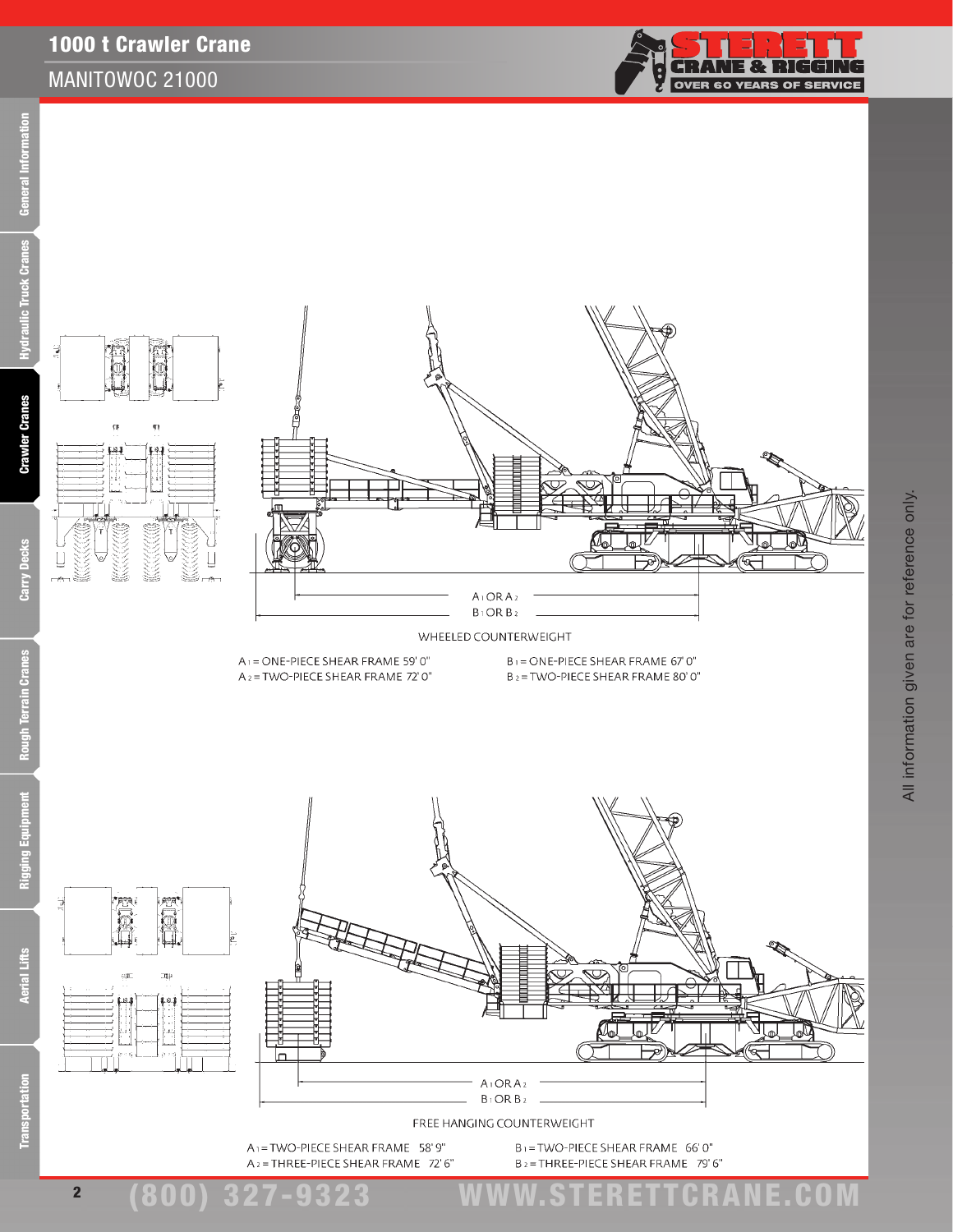# 1000 t Crawler Crane

## MANITOWOC 21000

A1 OR A2

B1 OR B2

WHEELED COUNTERWEIGHT

A1 = ONE-PIECE SHEAR FRAME 59' 0"

A2 = TWO-PIECE SHEAR FRAME 72' 0"

B1 = ONE-PIECE SHEAR FRAME 67' 0"

B2 = TWO-PIECE SHEAR FRAME 80' 0"

A1 OR A2

B1 OR B2

FREE HANGING COUNTERWEIGHT

A1 = TWO-PIECE SHEAR FRAME 58' 9"

A2 = THREE-PIECE SHEAR FRAME 72' 6"

B1 = TWO-PIECE SHEAR FRAME 66' 0"

B2 = THREE-PIECE SHEAR FRAME 79' 6"

All information given are for reference only.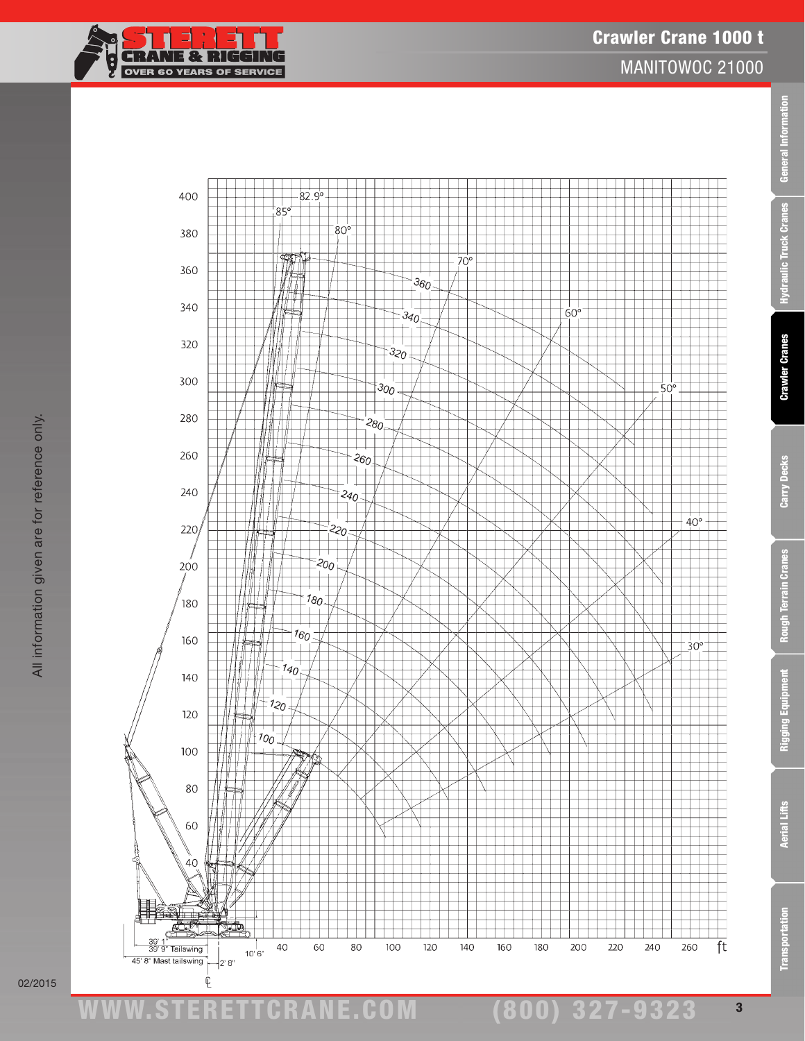# Crawler Crane 1000 t

## MANITOWOC 21000

All information given are for reference only.

02/2015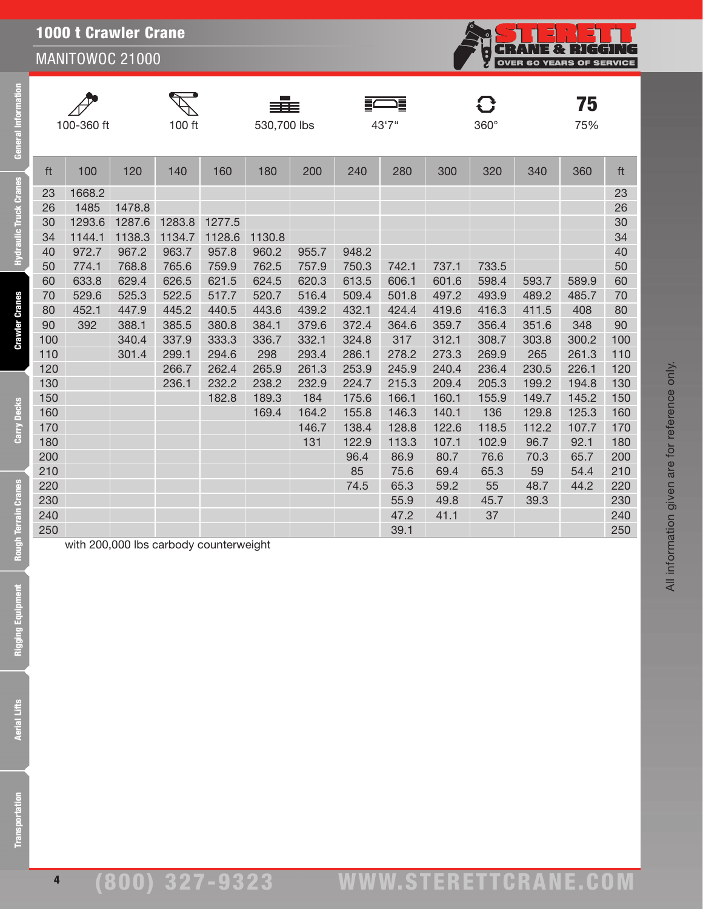# 1000 t Crawler Crane

## MANITOWOC 21000

| 100-360 ft | 100 ft | 530,700 lbs | 43'7" | 360° | 75% |
|---|---|---|---|---|---|

| ft | 100 | 120 | 140 | 160 | 180 | 200 | 240 | 280 | 300 | 320 | 340 | 360 | ft |
|---|---|---|---|---|---|---|---|---|---|---|---|---|---|
| 23 | 1668.2 | | | | | | | | | | | | 23 |
| 26 | 1485 | 1478.8 | | | | | | | | | | | 26 |
| 30 | 1293.6 | 1287.6 | 1283.8 | 1277.5 | | | | | | | | | 30 |
| 34 | 1144.1 | 1138.3 | 1134.7 | 1128.6 | 1130.8 | | | | | | | | 34 |
| 40 | 972.7 | 967.2 | 963.7 | 957.8 | 960.2 | 955.7 | 948.2 | | | | | | 40 |
| 50 | 774.1 | 768.8 | 765.6 | 759.9 | 762.5 | 757.9 | 750.3 | 742.1 | 737.1 | 733.5 | | | 50 |
| 60 | 633.8 | 629.4 | 626.5 | 621.5 | 624.5 | 620.3 | 613.5 | 606.1 | 601.6 | 598.4 | 593.7 | 589.9 | 60 |
| 70 | 529.6 | 525.3 | 522.5 | 517.7 | 520.7 | 516.4 | 509.4 | 501.8 | 497.2 | 493.9 | 489.2 | 485.7 | 70 |
| 80 | 452.1 | 447.9 | 445.2 | 440.5 | 443.6 | 439.2 | 432.1 | 424.4 | 419.6 | 416.3 | 411.5 | 408 | 80 |
| 90 | 392 | 388.1 | 385.5 | 380.8 | 384.1 | 379.6 | 372.4 | 364.6 | 359.7 | 356.4 | 351.6 | 348 | 90 |
| 100 | | 340.4 | 337.9 | 333.3 | 336.7 | 332.1 | 324.8 | 317 | 312.1 | 308.7 | 303.8 | 300.2 | 100 |
| 110 | | 301.4 | 299.1 | 294.6 | 298 | 293.4 | 286.1 | 278.2 | 273.3 | 269.9 | 265 | 261.3 | 110 |
| 120 | | | 266.7 | 262.4 | 265.9 | 261.3 | 253.9 | 245.9 | 240.4 | 236.4 | 230.5 | 226.1 | 120 |
| 130 | | | 236.1 | 232.2 | 238.2 | 232.9 | 224.7 | 215.3 | 209.4 | 205.3 | 199.2 | 194.8 | 130 |
| 150 | | | | 182.8 | 189.3 | 184 | 175.6 | 166.1 | 160.1 | 155.9 | 149.7 | 145.2 | 150 |
| 160 | | | | | 169.4 | 164.2 | 155.8 | 146.3 | 140.1 | 136 | 129.8 | 125.3 | 160 |
| 170 | | | | | | 146.7 | 138.4 | 128.8 | 122.6 | 118.5 | 112.2 | 107.7 | 170 |
| 180 | | | | | | 131 | 122.9 | 113.3 | 107.1 | 102.9 | 96.7 | 92.1 | 180 |
| 200 | | | | | | | 96.4 | 86.9 | 80.7 | 76.6 | 70.3 | 65.7 | 200 |
| 210 | | | | | | | 85 | 75.6 | 69.4 | 65.3 | 59 | 54.4 | 210 |
| 220 | | | | | | | 74.5 | 65.3 | 59.2 | 55 | 48.7 | 44.2 | 220 |
| 230 | | | | | | | | 55.9 | 49.8 | 45.7 | 39.3 | | 230 |
| 240 | | | | | | | | 47.2 | 41.1 | 37 | | | 240 |
| 250 | | | | | | | | 39.1 | | | | | 250 |

with 200,000 lbs carbody counterweight

All information given are for reference only.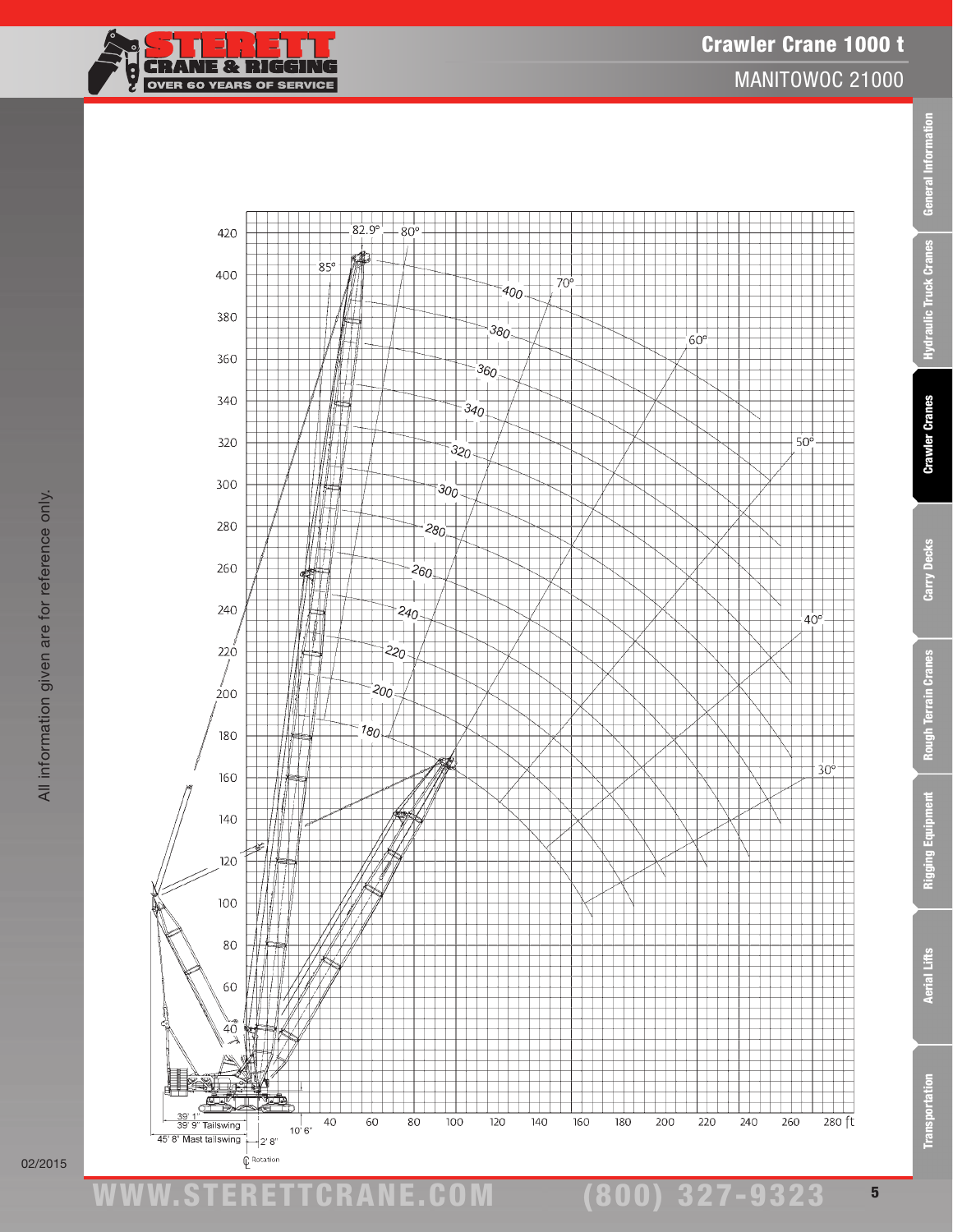# Crawler Crane 1000 t

## MANITOWOC 21000

420
400
380
360
340
320
300
280
260
240
220
200
180
160
140
120
100
80
60
40

82.9° 80° 85° 70° 60° 50° 40° 30°

400 380 360 340 320 300 280 260 240 220 200 180

40 60 80 100 120 140 160 180 200 220 240 260 280 ft

39' 1"
39' 9" Tailswing
45' 8" Mast tailswing
10' 6"
2' 8"
℄ Rotation

All information given are for reference only.

02/2015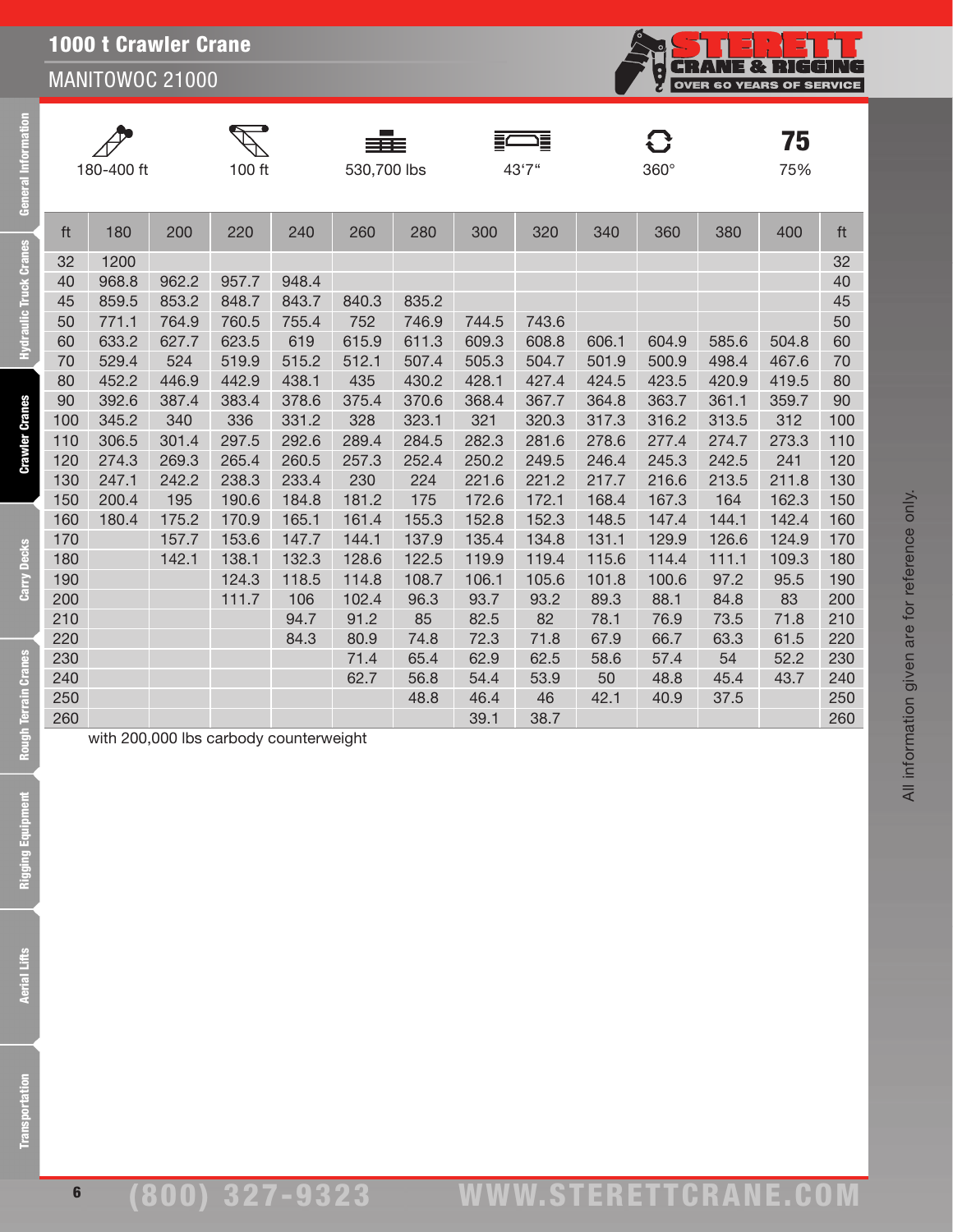# 1000 t Crawler Crane

## MANITOWOC 21000

| 180-400 ft | 100 ft | 530,700 lbs | 43'7" | 360° | 75 |
|---|---|---|---|---|---|
| | | | | | 75% |

| ft | 180 | 200 | 220 | 240 | 260 | 280 | 300 | 320 | 340 | 360 | 380 | 400 | ft |
|---|---|---|---|---|---|---|---|---|---|---|---|---|---|
| 32 | 1200 | | | | | | | | | | | | 32 |
| 40 | 968.8 | 962.2 | 957.7 | 948.4 | | | | | | | | | 40 |
| 45 | 859.5 | 853.2 | 848.7 | 843.7 | 840.3 | 835.2 | | | | | | | 45 |
| 50 | 771.1 | 764.9 | 760.5 | 755.4 | 752 | 746.9 | 744.5 | 743.6 | | | | | 50 |
| 60 | 633.2 | 627.7 | 623.5 | 619 | 615.9 | 611.3 | 609.3 | 608.8 | 606.1 | 604.9 | 585.6 | 504.8 | 60 |
| 70 | 529.4 | 524 | 519.9 | 515.2 | 512.1 | 507.4 | 505.3 | 504.7 | 501.9 | 500.9 | 498.4 | 467.6 | 70 |
| 80 | 452.2 | 446.9 | 442.9 | 438.1 | 435 | 430.2 | 428.1 | 427.4 | 424.5 | 423.5 | 420.9 | 419.5 | 80 |
| 90 | 392.6 | 387.4 | 383.4 | 378.6 | 375.4 | 370.6 | 368.4 | 367.7 | 364.8 | 363.7 | 361.1 | 359.7 | 90 |
| 100 | 345.2 | 340 | 336 | 331.2 | 328 | 323.1 | 321 | 320.3 | 317.3 | 316.2 | 313.5 | 312 | 100 |
| 110 | 306.5 | 301.4 | 297.5 | 292.6 | 289.4 | 284.5 | 282.3 | 281.6 | 278.6 | 277.4 | 274.7 | 273.3 | 110 |
| 120 | 274.3 | 269.3 | 265.4 | 260.5 | 257.3 | 252.4 | 250.2 | 249.5 | 246.4 | 245.3 | 242.5 | 241 | 120 |
| 130 | 247.1 | 242.2 | 238.3 | 233.4 | 230 | 224 | 221.6 | 221.2 | 217.7 | 216.6 | 213.5 | 211.8 | 130 |
| 150 | 200.4 | 195 | 190.6 | 184.8 | 181.2 | 175 | 172.6 | 172.1 | 168.4 | 167.3 | 164 | 162.3 | 150 |
| 160 | 180.4 | 175.2 | 170.9 | 165.1 | 161.4 | 155.3 | 152.8 | 152.3 | 148.5 | 147.4 | 144.1 | 142.4 | 160 |
| 170 | | 157.7 | 153.6 | 147.7 | 144.1 | 137.9 | 135.4 | 134.8 | 131.1 | 129.9 | 126.6 | 124.9 | 170 |
| 180 | | 142.1 | 138.1 | 132.3 | 128.6 | 122.5 | 119.9 | 119.4 | 115.6 | 114.4 | 111.1 | 109.3 | 180 |
| 190 | | | 124.3 | 118.5 | 114.8 | 108.7 | 106.1 | 105.6 | 101.8 | 100.6 | 97.2 | 95.5 | 190 |
| 200 | | | 111.7 | 106 | 102.4 | 96.3 | 93.7 | 93.2 | 89.3 | 88.1 | 84.8 | 83 | 200 |
| 210 | | | | 94.7 | 91.2 | 85 | 82.5 | 82 | 78.1 | 76.9 | 73.5 | 71.8 | 210 |
| 220 | | | | 84.3 | 80.9 | 74.8 | 72.3 | 71.8 | 67.9 | 66.7 | 63.3 | 61.5 | 220 |
| 230 | | | | | 71.4 | 65.4 | 62.9 | 62.5 | 58.6 | 57.4 | 54 | 52.2 | 230 |
| 240 | | | | | 62.7 | 56.8 | 54.4 | 53.9 | 50 | 48.8 | 45.4 | 43.7 | 240 |
| 250 | | | | | | 48.8 | 46.4 | 46 | 42.1 | 40.9 | 37.5 | | 250 |
| 260 | | | | | | | 39.1 | 38.7 | | | | | 260 |

with 200,000 lbs carbody counterweight

All information given are for reference only.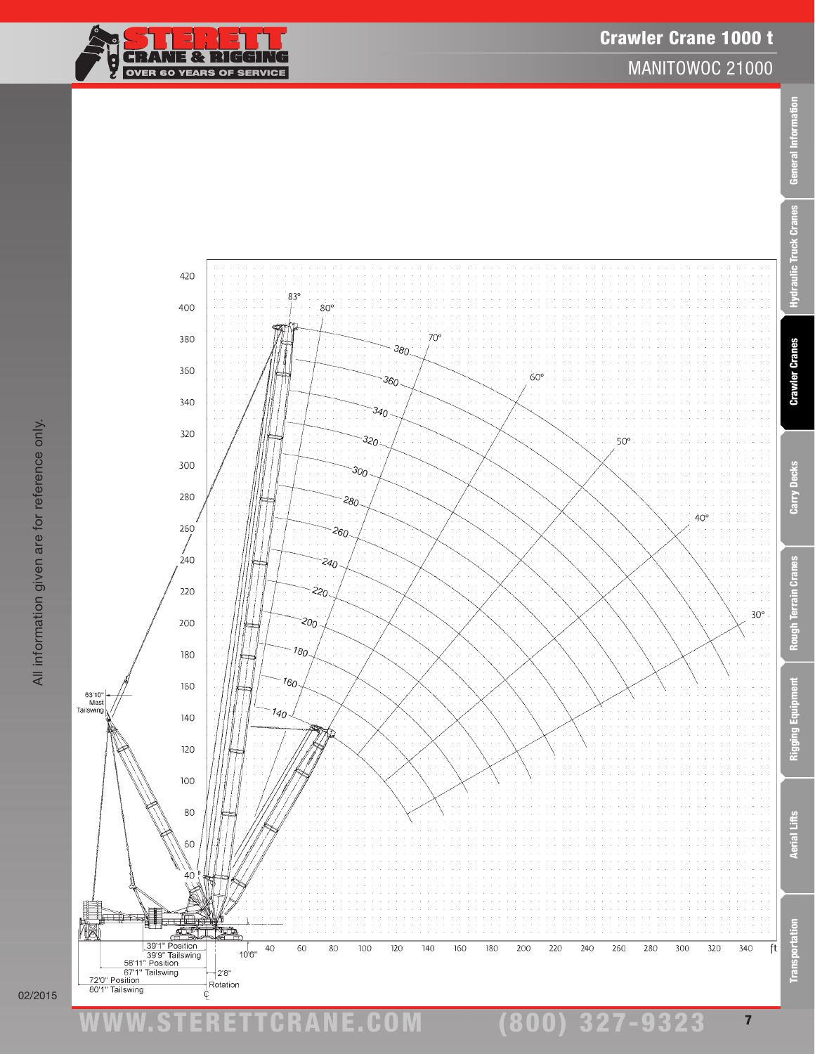# Crawler Crane 1000 t

## MANITOWOC 21000

All information given are for reference only.

02/2015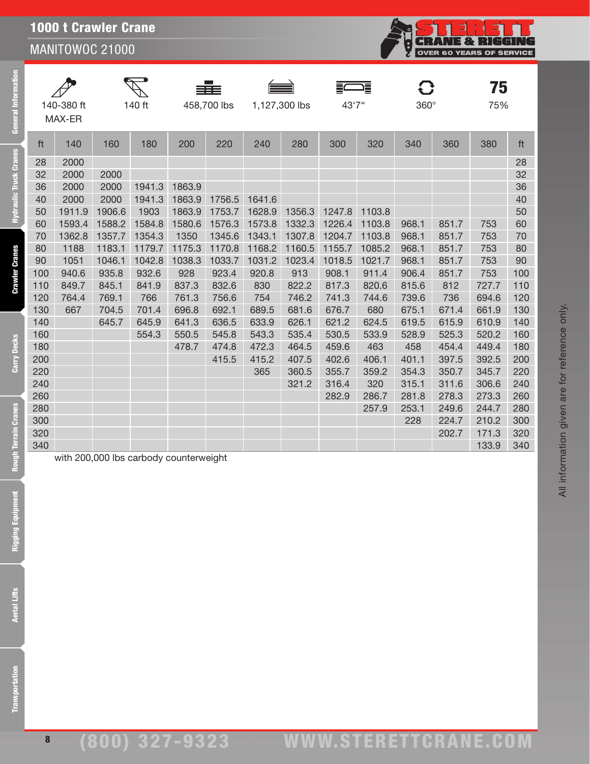## 1000 t Crawler Crane

### MANITOWOC 21000

| 140-380 ft MAX-ER | 140 ft | 458,700 lbs | 1,127,300 lbs | 43'7" | 360° | 75% |
|---|---|---|---|---|---|---|

| ft | 140 | 160 | 180 | 200 | 220 | 240 | 280 | 300 | 320 | 340 | 360 | 380 | ft |
|---|---|---|---|---|---|---|---|---|---|---|---|---|---|
| 28 | 2000 | | | | | | | | | | | | 28 |
| 32 | 2000 | 2000 | | | | | | | | | | | 32 |
| 36 | 2000 | 2000 | 1941.3 | 1863.9 | | | | | | | | | 36 |
| 40 | 2000 | 2000 | 1941.3 | 1863.9 | 1756.5 | 1641.6 | | | | | | | 40 |
| 50 | 1911.9 | 1906.6 | 1903 | 1863.9 | 1753.7 | 1628.9 | 1356.3 | 1247.8 | 1103.8 | | | | 50 |
| 60 | 1593.4 | 1588.2 | 1584.8 | 1580.6 | 1576.3 | 1573.8 | 1332.3 | 1226.4 | 1103.8 | 968.1 | 851.7 | 753 | 60 |
| 70 | 1362.8 | 1357.7 | 1354.3 | 1350 | 1345.6 | 1343.1 | 1307.8 | 1204.7 | 1103.8 | 968.1 | 851.7 | 753 | 70 |
| 80 | 1188 | 1183.1 | 1179.7 | 1175.3 | 1170.8 | 1168.2 | 1160.5 | 1155.7 | 1085.2 | 968.1 | 851.7 | 753 | 80 |
| 90 | 1051 | 1046.1 | 1042.8 | 1038.3 | 1033.7 | 1031.2 | 1023.4 | 1018.5 | 1021.7 | 968.1 | 851.7 | 753 | 90 |
| 100 | 940.6 | 935.8 | 932.6 | 928 | 923.4 | 920.8 | 913 | 908.1 | 911.4 | 906.4 | 851.7 | 753 | 100 |
| 110 | 849.7 | 845.1 | 841.9 | 837.3 | 832.6 | 830 | 822.2 | 817.3 | 820.6 | 815.6 | 812 | 727.7 | 110 |
| 120 | 764.4 | 769.1 | 766 | 761.3 | 756.6 | 754 | 746.2 | 741.3 | 744.6 | 739.6 | 736 | 694.6 | 120 |
| 130 | 667 | 704.5 | 701.4 | 696.8 | 692.1 | 689.5 | 681.6 | 676.7 | 680 | 675.1 | 671.4 | 661.9 | 130 |
| 140 | | 645.7 | 645.9 | 641.3 | 636.5 | 633.9 | 626.1 | 621.2 | 624.5 | 619.5 | 615.9 | 610.9 | 140 |
| 160 | | | 554.3 | 550.5 | 545.8 | 543.3 | 535.4 | 530.5 | 533.9 | 528.9 | 525.3 | 520.2 | 160 |
| 180 | | | | 478.7 | 474.8 | 472.3 | 464.5 | 459.6 | 463 | 458 | 454.4 | 449.4 | 180 |
| 200 | | | | | 415.5 | 415.2 | 407.5 | 402.6 | 406.1 | 401.1 | 397.5 | 392.5 | 200 |
| 220 | | | | | | 365 | 360.5 | 355.7 | 359.2 | 354.3 | 350.7 | 345.7 | 220 |
| 240 | | | | | | | 321.2 | 316.4 | 320 | 315.1 | 311.6 | 306.6 | 240 |
| 260 | | | | | | | | 282.9 | 286.7 | 281.8 | 278.3 | 273.3 | 260 |
| 280 | | | | | | | | | 257.9 | 253.1 | 249.6 | 244.7 | 280 |
| 300 | | | | | | | | | | 228 | 224.7 | 210.2 | 300 |
| 320 | | | | | | | | | | | 202.7 | 171.3 | 320 |
| 340 | | | | | | | | | | | | 133.9 | 340 |

with 200,000 lbs carbody counterweight

All information given are for reference only.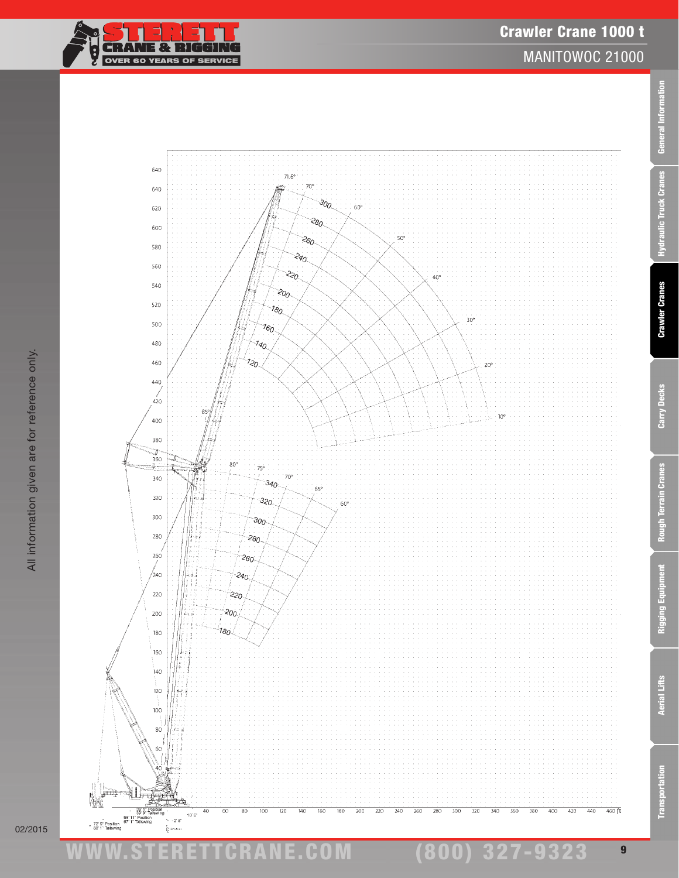# Crawler Crane 1000 t

## MANITOWOC 21000

All information given are for reference only.

02/2015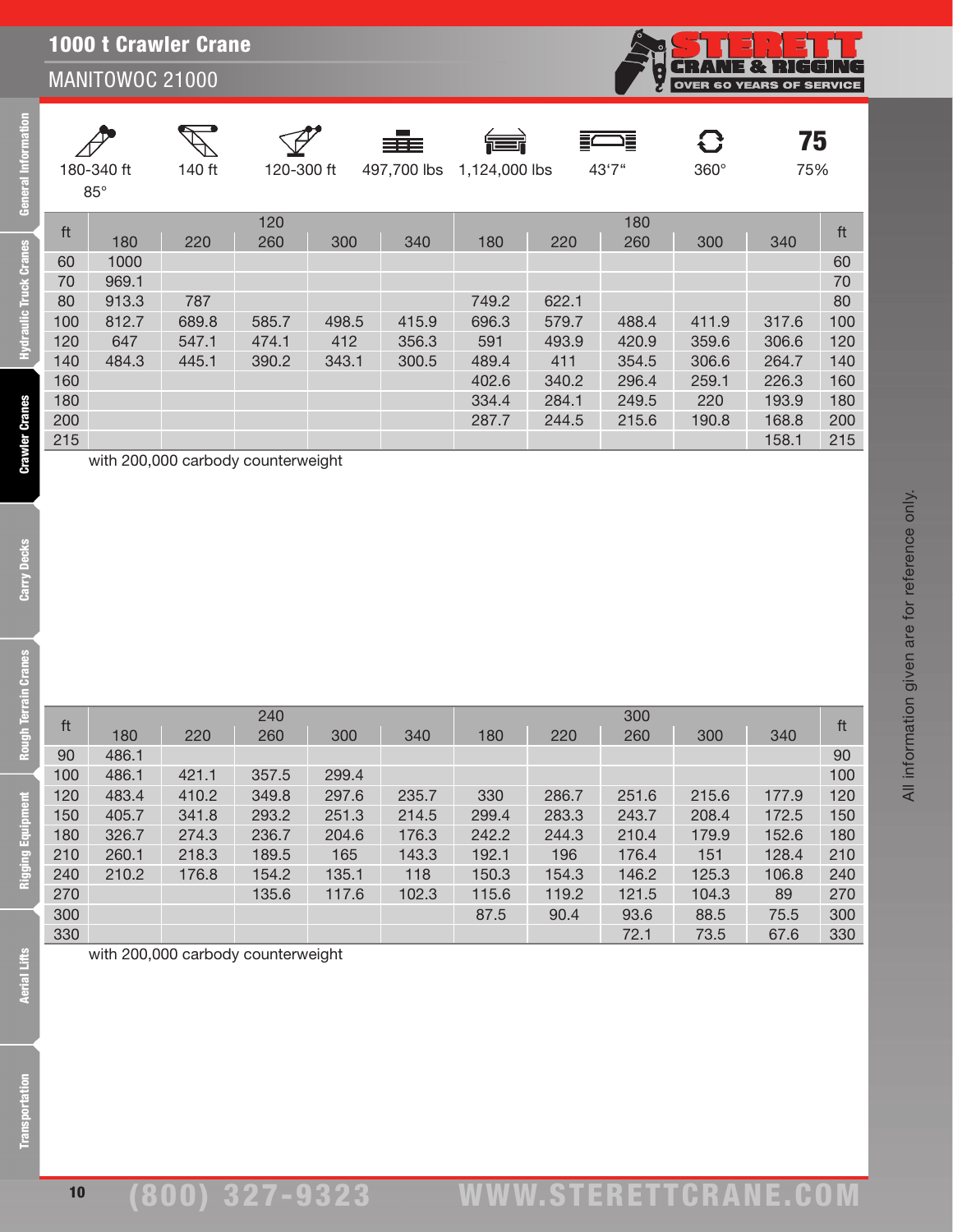# 1000 t Crawler Crane

## MANITOWOC 21000

| 180-340 ft 85° | 140 ft | 120-300 ft | 497,700 lbs | 1,124,000 lbs | 43'7" | 360° | 75% |
|---|---|---|---|---|---|---|---|

| ft | 120 | | | | | 180 | | | | | ft |
|---|---|---|---|---|---|---|---|---|---|---|---|
| | 180 | 220 | 260 | 300 | 340 | 180 | 220 | 260 | 300 | 340 | |
| 60 | 1000 | | | | | | | | | | 60 |
| 70 | 969.1 | | | | | | | | | | 70 |
| 80 | 913.3 | 787 | | | | 749.2 | 622.1 | | | | 80 |
| 100 | 812.7 | 689.8 | 585.7 | 498.5 | 415.9 | 696.3 | 579.7 | 488.4 | 411.9 | 317.6 | 100 |
| 120 | 647 | 547.1 | 474.1 | 412 | 356.3 | 591 | 493.9 | 420.9 | 359.6 | 306.6 | 120 |
| 140 | 484.3 | 445.1 | 390.2 | 343.1 | 300.5 | 489.4 | 411 | 354.5 | 306.6 | 264.7 | 140 |
| 160 | | | | | | 402.6 | 340.2 | 296.4 | 259.1 | 226.3 | 160 |
| 180 | | | | | | 334.4 | 284.1 | 249.5 | 220 | 193.9 | 180 |
| 200 | | | | | | 287.7 | 244.5 | 215.6 | 190.8 | 168.8 | 200 |
| 215 | | | | | | | | | | 158.1 | 215 |

with 200,000 carbody counterweight

| ft | 240 | | | | | 300 | | | | | ft |
|---|---|---|---|---|---|---|---|---|---|---|---|
| | 180 | 220 | 260 | 300 | 340 | 180 | 220 | 260 | 300 | 340 | |
| 90 | 486.1 | | | | | | | | | | 90 |
| 100 | 486.1 | 421.1 | 357.5 | 299.4 | | | | | | | 100 |
| 120 | 483.4 | 410.2 | 349.8 | 297.6 | 235.7 | 330 | 286.7 | 251.6 | 215.6 | 177.9 | 120 |
| 150 | 405.7 | 341.8 | 293.2 | 251.3 | 214.5 | 299.4 | 283.3 | 243.7 | 208.4 | 172.5 | 150 |
| 180 | 326.7 | 274.3 | 236.7 | 204.6 | 176.3 | 242.2 | 244.3 | 210.4 | 179.9 | 152.6 | 180 |
| 210 | 260.1 | 218.3 | 189.5 | 165 | 143.3 | 192.1 | 196 | 176.4 | 151 | 128.4 | 210 |
| 240 | 210.2 | 176.8 | 154.2 | 135.1 | 118 | 150.3 | 154.3 | 146.2 | 125.3 | 106.8 | 240 |
| 270 | | | 135.6 | 117.6 | 102.3 | 115.6 | 119.2 | 121.5 | 104.3 | 89 | 270 |
| 300 | | | | | | 87.5 | 90.4 | 93.6 | 88.5 | 75.5 | 300 |
| 330 | | | | | | | | 72.1 | 73.5 | 67.6 | 330 |

with 200,000 carbody counterweight

All information given are for reference only.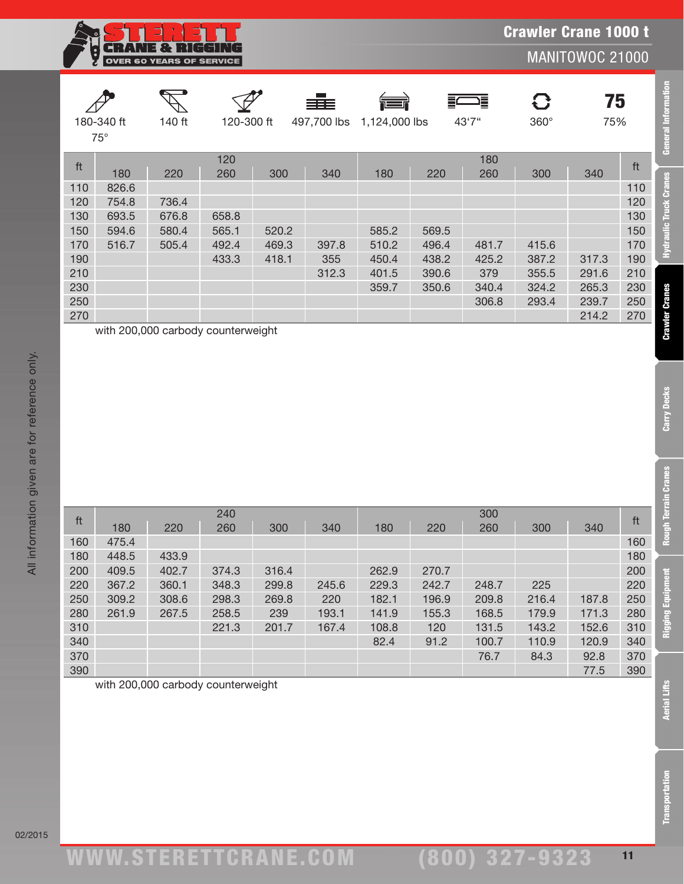# Crawler Crane 1000 t

## MANITOWOC 21000

| 180-340 ft 75° | 140 ft | 120-300 ft | 497,700 lbs | 1,124,000 lbs | 43‘7“ | 360° | 75 75% |
|---|---|---|---|---|---|---|---|

| ft | 120 | | | | | 180 | | | | | ft |
|---|---|---|---|---|---|---|---|---|---|---|---|
| | 180 | 220 | 260 | 300 | 340 | 180 | 220 | 260 | 300 | 340 | |
| 110 | 826.6 | | | | | | | | | | 110 |
| 120 | 754.8 | 736.4 | | | | | | | | | 120 |
| 130 | 693.5 | 676.8 | 658.8 | | | | | | | | 130 |
| 150 | 594.6 | 580.4 | 565.1 | 520.2 | | 585.2 | 569.5 | | | | 150 |
| 170 | 516.7 | 505.4 | 492.4 | 469.3 | 397.8 | 510.2 | 496.4 | 481.7 | 415.6 | | 170 |
| 190 | | | 433.3 | 418.1 | 355 | 450.4 | 438.2 | 425.2 | 387.2 | 317.3 | 190 |
| 210 | | | | | 312.3 | 401.5 | 390.6 | 379 | 355.5 | 291.6 | 210 |
| 230 | | | | | | 359.7 | 350.6 | 340.4 | 324.2 | 265.3 | 230 |
| 250 | | | | | | | | 306.8 | 293.4 | 239.7 | 250 |
| 270 | | | | | | | | | | 214.2 | 270 |

with 200,000 carbody counterweight

| ft | 240 | | | | | 300 | | | | | ft |
|---|---|---|---|---|---|---|---|---|---|---|---|
| | 180 | 220 | 260 | 300 | 340 | 180 | 220 | 260 | 300 | 340 | |
| 160 | 475.4 | | | | | | | | | | 160 |
| 180 | 448.5 | 433.9 | | | | | | | | | 180 |
| 200 | 409.5 | 402.7 | 374.3 | 316.4 | | 262.9 | 270.7 | | | | 200 |
| 220 | 367.2 | 360.1 | 348.3 | 299.8 | 245.6 | 229.3 | 242.7 | 248.7 | 225 | | 220 |
| 250 | 309.2 | 308.6 | 298.3 | 269.8 | 220 | 182.1 | 196.9 | 209.8 | 216.4 | 187.8 | 250 |
| 280 | 261.9 | 267.5 | 258.5 | 239 | 193.1 | 141.9 | 155.3 | 168.5 | 179.9 | 171.3 | 280 |
| 310 | | | 221.3 | 201.7 | 167.4 | 108.8 | 120 | 131.5 | 143.2 | 152.6 | 310 |
| 340 | | | | | | 82.4 | 91.2 | 100.7 | 110.9 | 120.9 | 340 |
| 370 | | | | | | | | 76.7 | 84.3 | 92.8 | 370 |
| 390 | | | | | | | | | | 77.5 | 390 |

with 200,000 carbody counterweight

All information given are for reference only.

02/2015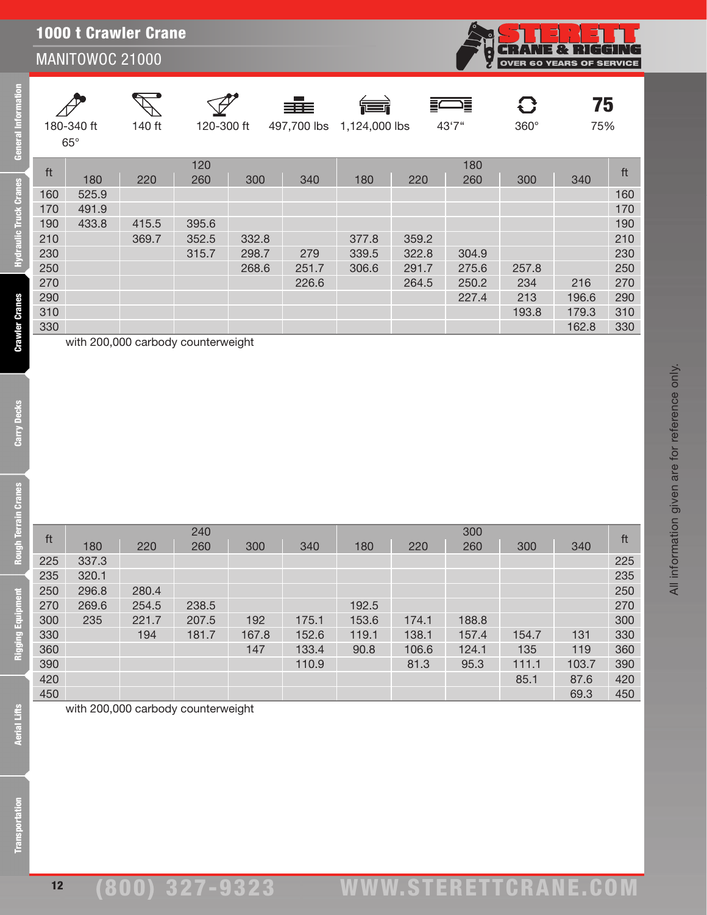# 1000 t Crawler Crane

## MANITOWOC 21000

| 180-340 ft 65° | 140 ft | 120-300 ft | 497,700 lbs | 1,124,000 lbs | 43'7" | 360° | 75 75% |
|---|---|---|---|---|---|---|---|

| ft | 120 | | | | | 180 | | | | | ft |
|---|---|---|---|---|---|---|---|---|---|---|---|
| | 180 | 220 | 260 | 300 | 340 | 180 | 220 | 260 | 300 | 340 | |
| 160 | 525.9 | | | | | | | | | | 160 |
| 170 | 491.9 | | | | | | | | | | 170 |
| 190 | 433.8 | 415.5 | 395.6 | | | | | | | | 190 |
| 210 | | 369.7 | 352.5 | 332.8 | | 377.8 | 359.2 | | | | 210 |
| 230 | | | 315.7 | 298.7 | 279 | 339.5 | 322.8 | 304.9 | | | 230 |
| 250 | | | | 268.6 | 251.7 | 306.6 | 291.7 | 275.6 | 257.8 | | 250 |
| 270 | | | | | 226.6 | | 264.5 | 250.2 | 234 | 216 | 270 |
| 290 | | | | | | | | 227.4 | 213 | 196.6 | 290 |
| 310 | | | | | | | | | 193.8 | 179.3 | 310 |
| 330 | | | | | | | | | | 162.8 | 330 |

with 200,000 carbody counterweight

| ft | 240 | | | | | 300 | | | | | ft |
|---|---|---|---|---|---|---|---|---|---|---|---|
| | 180 | 220 | 260 | 300 | 340 | 180 | 220 | 260 | 300 | 340 | |
| 225 | 337.3 | | | | | | | | | | 225 |
| 235 | 320.1 | | | | | | | | | | 235 |
| 250 | 296.8 | 280.4 | | | | | | | | | 250 |
| 270 | 269.6 | 254.5 | 238.5 | | | 192.5 | | | | | 270 |
| 300 | 235 | 221.7 | 207.5 | 192 | 175.1 | 153.6 | 174.1 | 188.8 | | | 300 |
| 330 | | 194 | 181.7 | 167.8 | 152.6 | 119.1 | 138.1 | 157.4 | 154.7 | 131 | 330 |
| 360 | | | | 147 | 133.4 | 90.8 | 106.6 | 124.1 | 135 | 119 | 360 |
| 390 | | | | | 110.9 | | 81.3 | 95.3 | 111.1 | 103.7 | 390 |
| 420 | | | | | | | | | 85.1 | 87.6 | 420 |
| 450 | | | | | | | | | | 69.3 | 450 |

with 200,000 carbody counterweight

All information given are for reference only.